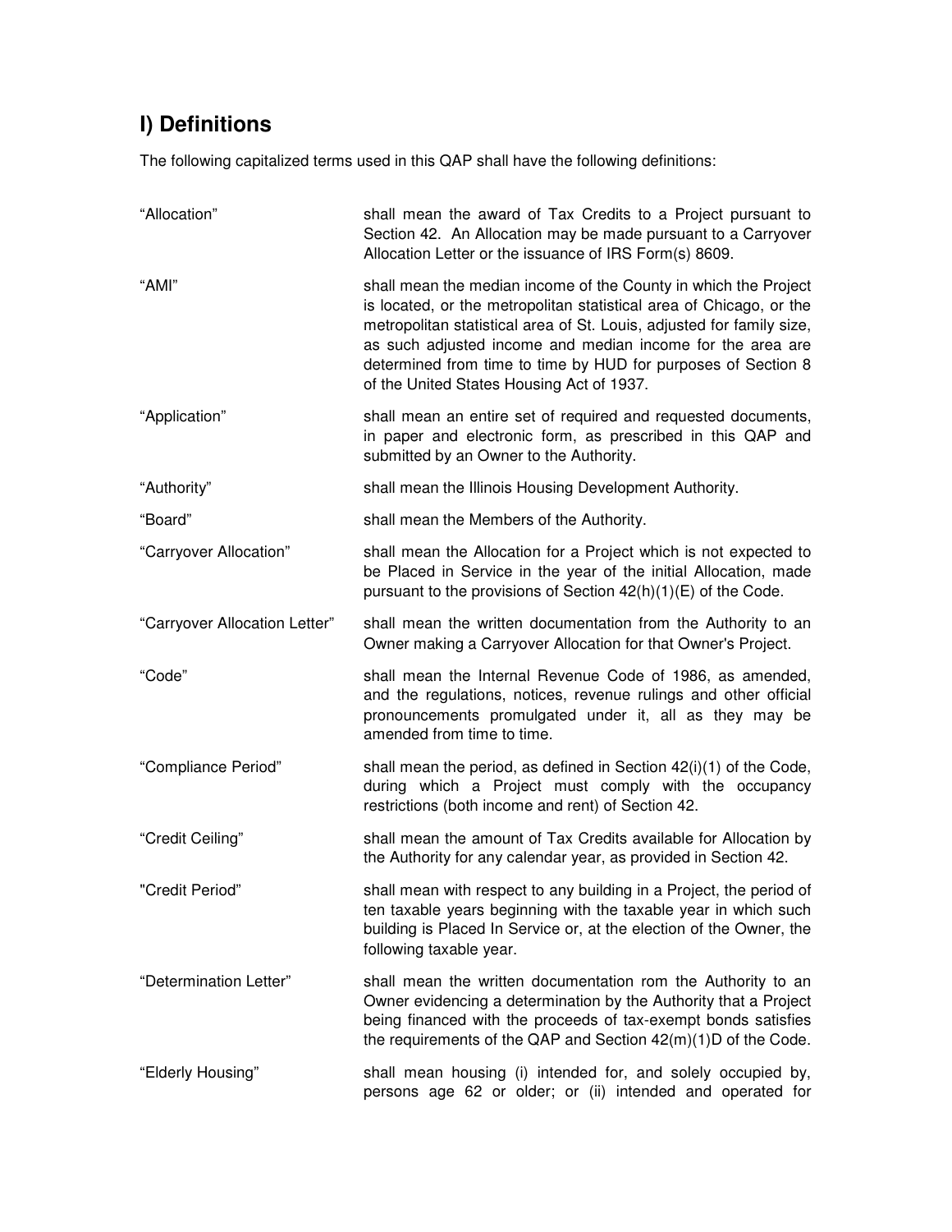## I) Definitions

The following capitalized terms used in this QAP shall have the following definitions:

| | |
|---|---|
| "Allocation" | shall mean the award of Tax Credits to a Project pursuant to Section 42. An Allocation may be made pursuant to a Carryover Allocation Letter or the issuance of IRS Form(s) 8609. |
| "AMI" | shall mean the median income of the County in which the Project is located, or the metropolitan statistical area of Chicago, or the metropolitan statistical area of St. Louis, adjusted for family size, as such adjusted income and median income for the area are determined from time to time by HUD for purposes of Section 8 of the United States Housing Act of 1937. |
| "Application" | shall mean an entire set of required and requested documents, in paper and electronic form, as prescribed in this QAP and submitted by an Owner to the Authority. |
| "Authority" | shall mean the Illinois Housing Development Authority. |
| "Board" | shall mean the Members of the Authority. |
| "Carryover Allocation" | shall mean the Allocation for a Project which is not expected to be Placed in Service in the year of the initial Allocation, made pursuant to the provisions of Section 42(h)(1)(E) of the Code. |
| "Carryover Allocation Letter" | shall mean the written documentation from the Authority to an Owner making a Carryover Allocation for that Owner's Project. |
| "Code" | shall mean the Internal Revenue Code of 1986, as amended, and the regulations, notices, revenue rulings and other official pronouncements promulgated under it, all as they may be amended from time to time. |
| "Compliance Period" | shall mean the period, as defined in Section 42(i)(1) of the Code, during which a Project must comply with the occupancy restrictions (both income and rent) of Section 42. |
| "Credit Ceiling" | shall mean the amount of Tax Credits available for Allocation by the Authority for any calendar year, as provided in Section 42. |
| "Credit Period" | shall mean with respect to any building in a Project, the period of ten taxable years beginning with the taxable year in which such building is Placed In Service or, at the election of the Owner, the following taxable year. |
| "Determination Letter" | shall mean the written documentation rom the Authority to an Owner evidencing a determination by the Authority that a Project being financed with the proceeds of tax-exempt bonds satisfies the requirements of the QAP and Section 42(m)(1)D of the Code. |
| "Elderly Housing" | shall mean housing (i) intended for, and solely occupied by, persons age 62 or older; or (ii) intended and operated for |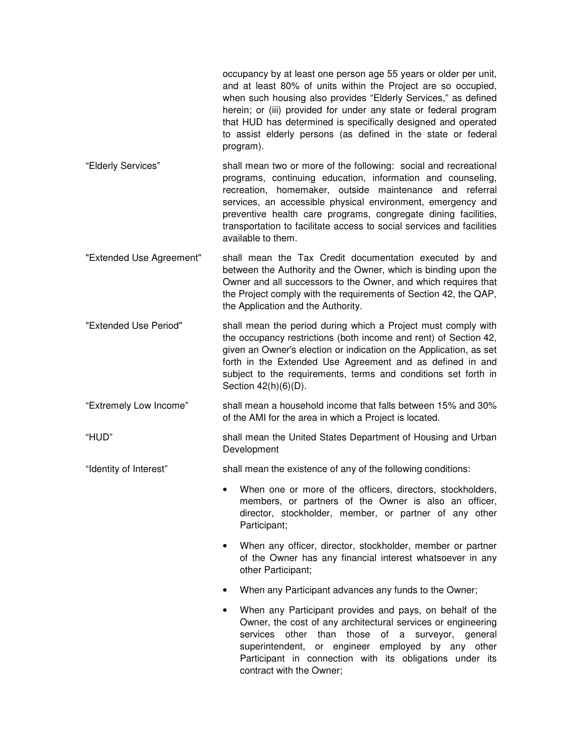occupancy by at least one person age 55 years or older per unit, and at least 80% of units within the Project are so occupied, when such housing also provides "Elderly Services," as defined herein; or (iii) provided for under any state or federal program that HUD has determined is specifically designed and operated to assist elderly persons (as defined in the state or federal program).

"Elderly Services" shall mean two or more of the following: social and recreational programs, continuing education, information and counseling, recreation, homemaker, outside maintenance and referral services, an accessible physical environment, emergency and preventive health care programs, congregate dining facilities, transportation to facilitate access to social services and facilities available to them.

"Extended Use Agreement" shall mean the Tax Credit documentation executed by and between the Authority and the Owner, which is binding upon the Owner and all successors to the Owner, and which requires that the Project comply with the requirements of Section 42, the QAP, the Application and the Authority.

"Extended Use Period" shall mean the period during which a Project must comply with the occupancy restrictions (both income and rent) of Section 42, given an Owner's election or indication on the Application, as set forth in the Extended Use Agreement and as defined in and subject to the requirements, terms and conditions set forth in Section 42(h)(6)(D).

"Extremely Low Income" shall mean a household income that falls between 15% and 30% of the AMI for the area in which a Project is located.

"HUD" shall mean the United States Department of Housing and Urban Development

"Identity of Interest" shall mean the existence of any of the following conditions:

- When one or more of the officers, directors, stockholders, members, or partners of the Owner is also an officer, director, stockholder, member, or partner of any other Participant;
- When any officer, director, stockholder, member or partner of the Owner has any financial interest whatsoever in any other Participant;
- When any Participant advances any funds to the Owner;
- When any Participant provides and pays, on behalf of the Owner, the cost of any architectural services or engineering services other than those of a surveyor, general superintendent, or engineer employed by any other Participant in connection with its obligations under its contract with the Owner;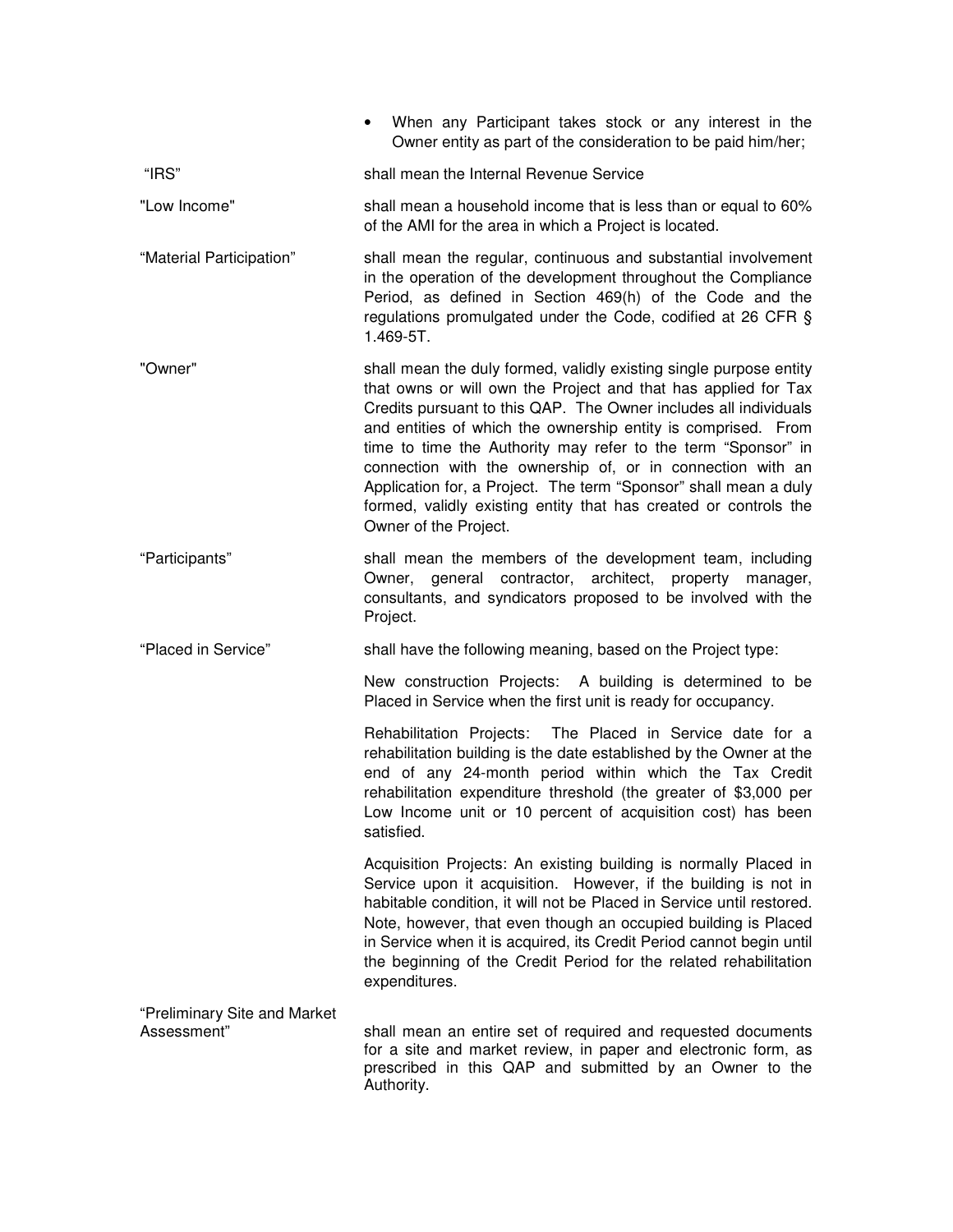- When any Participant takes stock or any interest in the Owner entity as part of the consideration to be paid him/her;

**"IRS"** shall mean the Internal Revenue Service

**"Low Income"** shall mean a household income that is less than or equal to 60% of the AMI for the area in which a Project is located.

**"Material Participation"** shall mean the regular, continuous and substantial involvement in the operation of the development throughout the Compliance Period, as defined in Section 469(h) of the Code and the regulations promulgated under the Code, codified at 26 CFR § 1.469-5T.

**"Owner"** shall mean the duly formed, validly existing single purpose entity that owns or will own the Project and that has applied for Tax Credits pursuant to this QAP. The Owner includes all individuals and entities of which the ownership entity is comprised. From time to time the Authority may refer to the term "Sponsor" in connection with the ownership of, or in connection with an Application for, a Project. The term "Sponsor" shall mean a duly formed, validly existing entity that has created or controls the Owner of the Project.

**"Participants"** shall mean the members of the development team, including Owner, general contractor, architect, property manager, consultants, and syndicators proposed to be involved with the Project.

**"Placed in Service"** shall have the following meaning, based on the Project type:

New construction Projects: A building is determined to be Placed in Service when the first unit is ready for occupancy.

Rehabilitation Projects: The Placed in Service date for a rehabilitation building is the date established by the Owner at the end of any 24-month period within which the Tax Credit rehabilitation expenditure threshold (the greater of $3,000 per Low Income unit or 10 percent of acquisition cost) has been satisfied.

Acquisition Projects: An existing building is normally Placed in Service upon it acquisition. However, if the building is not in habitable condition, it will not be Placed in Service until restored. Note, however, that even though an occupied building is Placed in Service when it is acquired, its Credit Period cannot begin until the beginning of the Credit Period for the related rehabilitation expenditures.

**"Preliminary Site and Market Assessment"** shall mean an entire set of required and requested documents for a site and market review, in paper and electronic form, as prescribed in this QAP and submitted by an Owner to the Authority.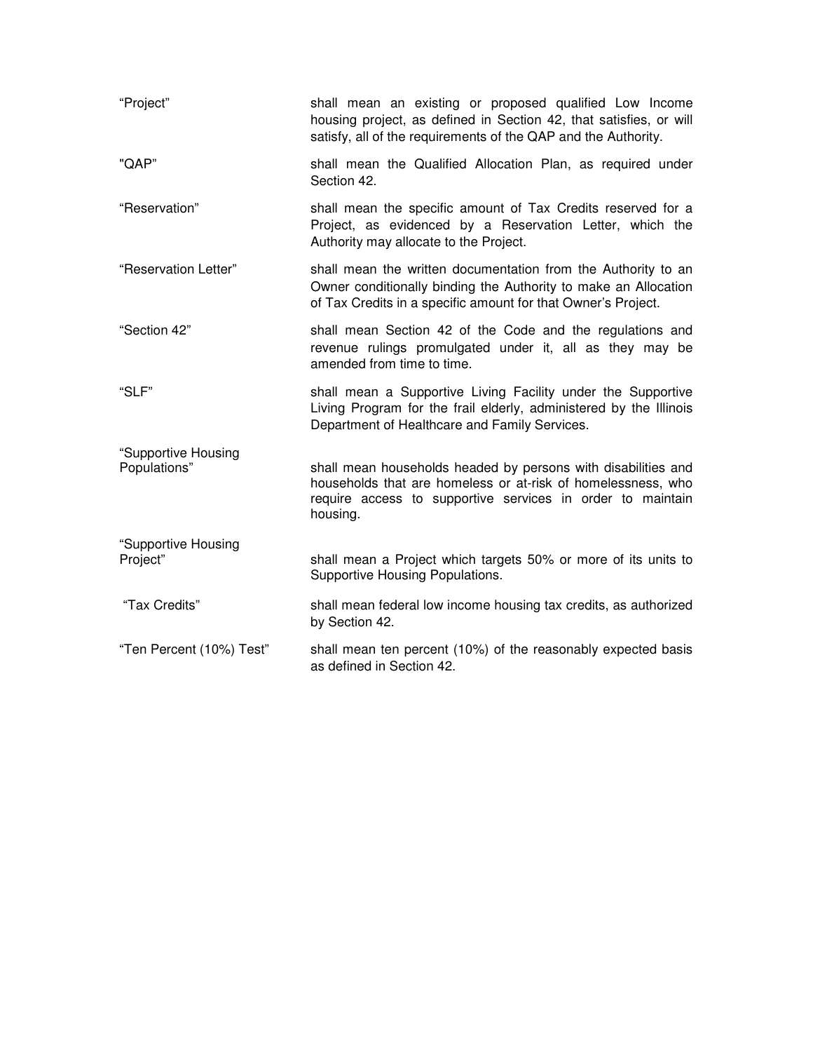| | |
|---|---|
| "Project" | shall mean an existing or proposed qualified Low Income housing project, as defined in Section 42, that satisfies, or will satisfy, all of the requirements of the QAP and the Authority. |
| "QAP" | shall mean the Qualified Allocation Plan, as required under Section 42. |
| "Reservation" | shall mean the specific amount of Tax Credits reserved for a Project, as evidenced by a Reservation Letter, which the Authority may allocate to the Project. |
| "Reservation Letter" | shall mean the written documentation from the Authority to an Owner conditionally binding the Authority to make an Allocation of Tax Credits in a specific amount for that Owner's Project. |
| "Section 42" | shall mean Section 42 of the Code and the regulations and revenue rulings promulgated under it, all as they may be amended from time to time. |
| "SLF" | shall mean a Supportive Living Facility under the Supportive Living Program for the frail elderly, administered by the Illinois Department of Healthcare and Family Services. |
| "Supportive Housing Populations" | shall mean households headed by persons with disabilities and households that are homeless or at-risk of homelessness, who require access to supportive services in order to maintain housing. |
| "Supportive Housing Project" | shall mean a Project which targets 50% or more of its units to Supportive Housing Populations. |
| "Tax Credits" | shall mean federal low income housing tax credits, as authorized by Section 42. |
| "Ten Percent (10%) Test" | shall mean ten percent (10%) of the reasonably expected basis as defined in Section 42. |